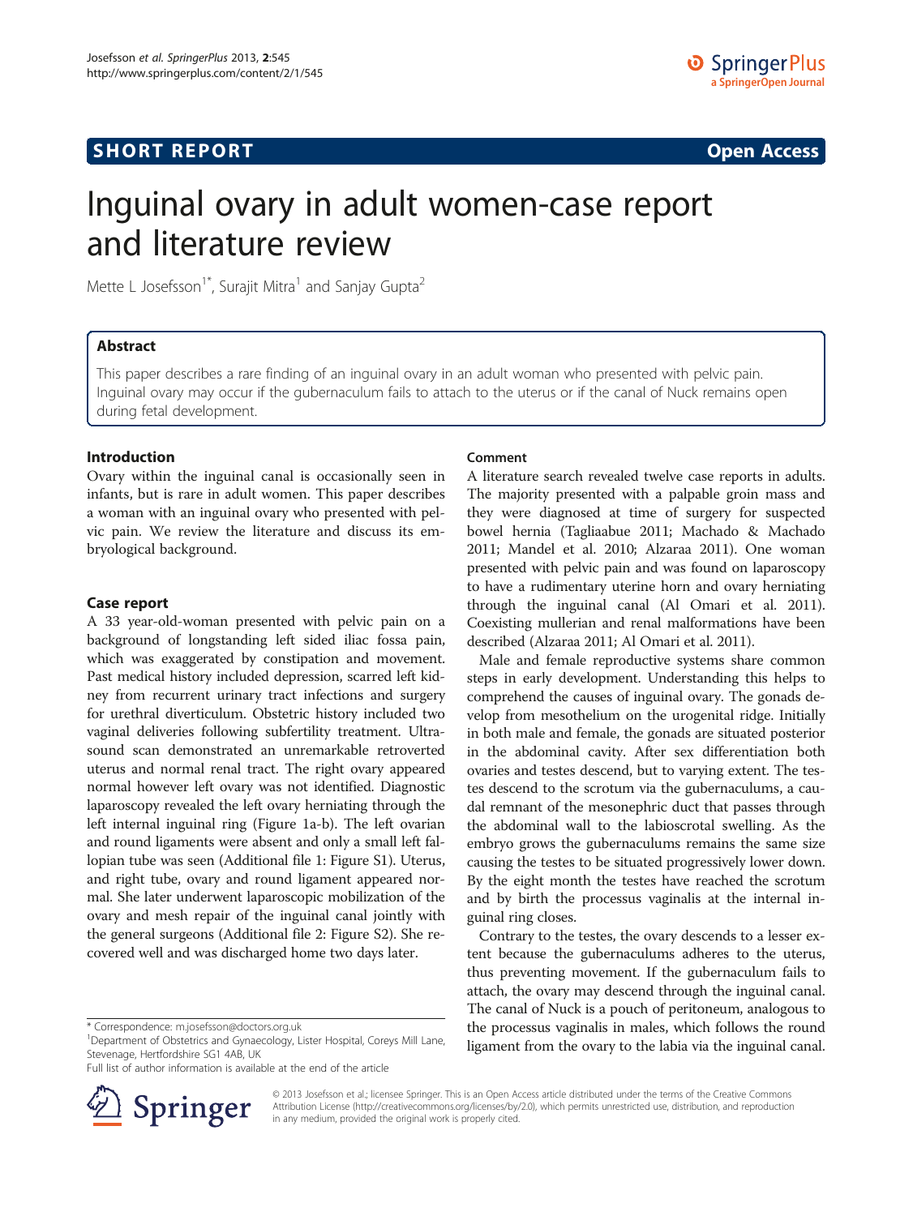**SHORT REPORT** **Open Access**

# Inguinal ovary in adult women-case report and literature review

Mette L Josefsson[1*], Surajit Mitra[1] and Sanjay Gupta[2]

## Abstract

This paper describes a rare finding of an inguinal ovary in an adult woman who presented with pelvic pain. Inguinal ovary may occur if the gubernaculum fails to attach to the uterus or if the canal of Nuck remains open during fetal development.

## Introduction

Ovary within the inguinal canal is occasionally seen in infants, but is rare in adult women. This paper describes a woman with an inguinal ovary who presented with pelvic pain. We review the literature and discuss its embryological background.

## Case report

A 33 year-old-woman presented with pelvic pain on a background of longstanding left sided iliac fossa pain, which was exaggerated by constipation and movement. Past medical history included depression, scarred left kidney from recurrent urinary tract infections and surgery for urethral diverticulum. Obstetric history included two vaginal deliveries following subfertility treatment. Ultrasound scan demonstrated an unremarkable retroverted uterus and normal renal tract. The right ovary appeared normal however left ovary was not identified. Diagnostic laparoscopy revealed the left ovary herniating through the left internal inguinal ring (Figure 1a-b). The left ovarian and round ligaments were absent and only a small left fallopian tube was seen (Additional file 1: Figure S1). Uterus, and right tube, ovary and round ligament appeared normal. She later underwent laparoscopic mobilization of the ovary and mesh repair of the inguinal canal jointly with the general surgeons (Additional file 2: Figure S2). She recovered well and was discharged home two days later.

## Comment

A literature search revealed twelve case reports in adults. The majority presented with a palpable groin mass and they were diagnosed at time of surgery for suspected bowel hernia (Tagliaabue 2011; Machado & Machado 2011; Mandel et al. 2010; Alzaraa 2011). One woman presented with pelvic pain and was found on laparoscopy to have a rudimentary uterine horn and ovary herniating through the inguinal canal (Al Omari et al. 2011). Coexisting mullerian and renal malformations have been described (Alzaraa 2011; Al Omari et al. 2011).

Male and female reproductive systems share common steps in early development. Understanding this helps to comprehend the causes of inguinal ovary. The gonads develop from mesothelium on the urogenital ridge. Initially in both male and female, the gonads are situated posterior in the abdominal cavity. After sex differentiation both ovaries and testes descend, but to varying extent. The testes descend to the scrotum via the gubernaculums, a caudal remnant of the mesonephric duct that passes through the abdominal wall to the labioscrotal swelling. As the embryo grows the gubernaculums remains the same size causing the testes to be situated progressively lower down. By the eight month the testes have reached the scrotum and by birth the processus vaginalis at the internal inguinal ring closes.

Contrary to the testes, the ovary descends to a lesser extent because the gubernaculums adheres to the uterus, thus preventing movement. If the gubernaculum fails to attach, the ovary may descend through the inguinal canal. The canal of Nuck is a pouch of peritoneum, analogous to the processus vaginalis in males, which follows the round ligament from the ovary to the labia via the inguinal canal.

\* Correspondence: m.josefsson@doctors.org.uk
[1]Department of Obstetrics and Gynaecology, Lister Hospital, Coreys Mill Lane, Stevenage, Hertfordshire SG1 4AB, UK
Full list of author information is available at the end of the article

© 2013 Josefsson et al.; licensee Springer. This is an Open Access article distributed under the terms of the Creative Commons Attribution License (http://creativecommons.org/licenses/by/2.0), which permits unrestricted use, distribution, and reproduction in any medium, provided the original work is properly cited.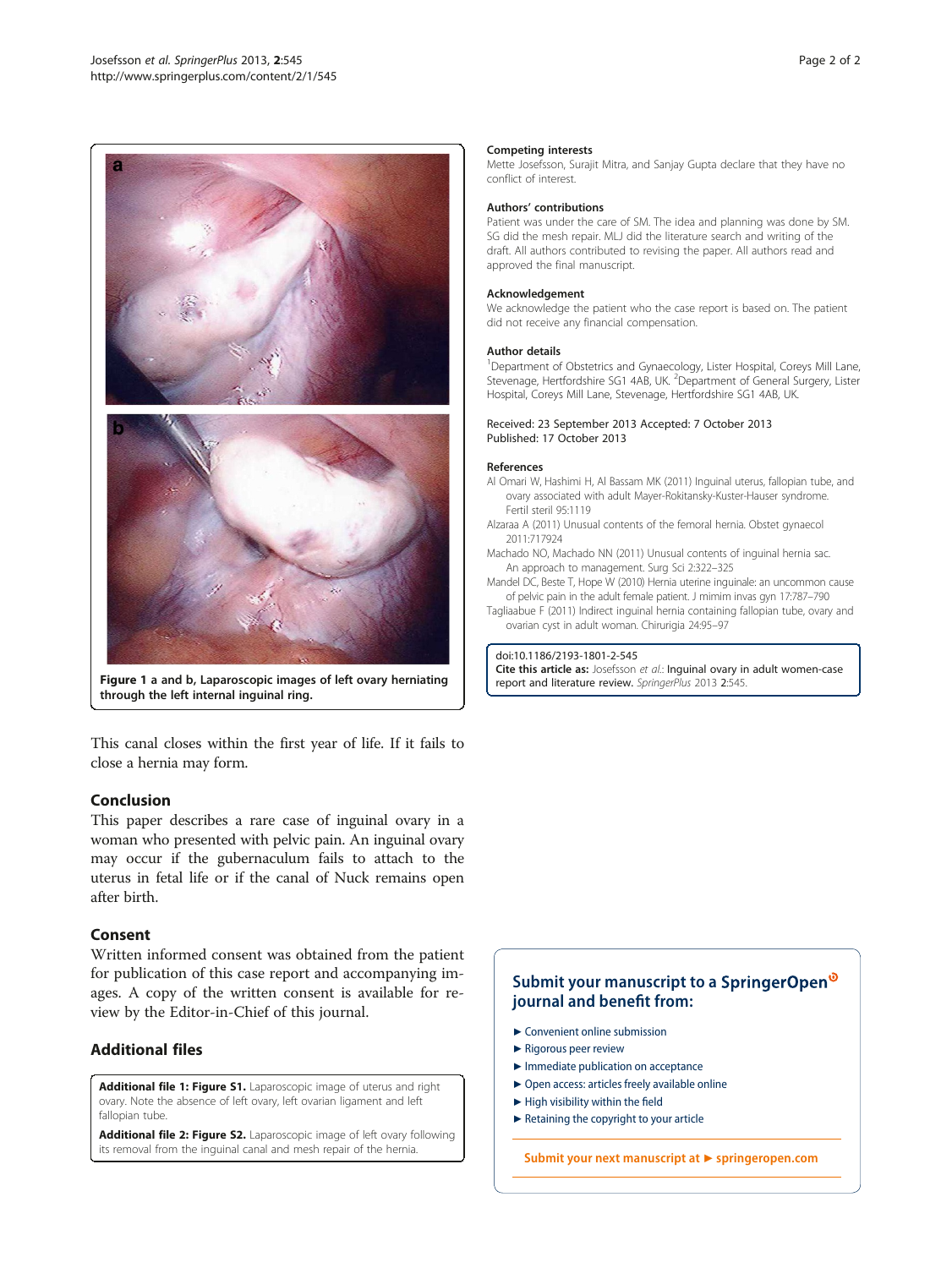Figure 1 a and b, Laparoscopic images of left ovary herniating through the left internal inguinal ring.

This canal closes within the first year of life. If it fails to close a hernia may form.

## Conclusion

This paper describes a rare case of inguinal ovary in a woman who presented with pelvic pain. An inguinal ovary may occur if the gubernaculum fails to attach to the uterus in fetal life or if the canal of Nuck remains open after birth.

## Consent

Written informed consent was obtained from the patient for publication of this case report and accompanying images. A copy of the written consent is available for review by the Editor-in-Chief of this journal.

## Additional files

**Additional file 1: Figure S1.** Laparoscopic image of uterus and right ovary. Note the absence of left ovary, left ovarian ligament and left fallopian tube.

**Additional file 2: Figure S2.** Laparoscopic image of left ovary following its removal from the inguinal canal and mesh repair of the hernia.

#### Competing interests

Mette Josefsson, Surajit Mitra, and Sanjay Gupta declare that they have no conflict of interest.

#### Authors' contributions

Patient was under the care of SM. The idea and planning was done by SM. SG did the mesh repair. MLJ did the literature search and writing of the draft. All authors contributed to revising the paper. All authors read and approved the final manuscript.

#### Acknowledgement

We acknowledge the patient who the case report is based on. The patient did not receive any financial compensation.

#### Author details

[1]Department of Obstetrics and Gynaecology, Lister Hospital, Coreys Mill Lane, Stevenage, Hertfordshire SG1 4AB, UK. [2]Department of General Surgery, Lister Hospital, Coreys Mill Lane, Stevenage, Hertfordshire SG1 4AB, UK.

Received: 23 September 2013 Accepted: 7 October 2013
Published: 17 October 2013

#### References

Al Omari W, Hashimi H, Al Bassam MK (2011) Inguinal uterus, fallopian tube, and ovary associated with adult Mayer-Rokitansky-Kuster-Hauser syndrome. Fertil steril 95:1119

Alzaraa A (2011) Unusual contents of the femoral hernia. Obstet gynaecol 2011:717924

Machado NO, Machado NN (2011) Unusual contents of inguinal hernia sac. An approach to management. Surg Sci 2:322–325

Mandel DC, Beste T, Hope W (2010) Hernia uterine inguinale: an uncommon cause of pelvic pain in the adult female patient. J mimim invas gyn 17:787–790

Tagliaabue F (2011) Indirect inguinal hernia containing fallopian tube, ovary and ovarian cyst in adult woman. Chirurigia 24:95–97

doi:10.1186/2193-1801-2-545
**Cite this article as:** Josefsson *et al.*: Inguinal ovary in adult women-case report and literature review. *SpringerPlus* 2013 **2**:545.

**Submit your manuscript to a SpringerOpen journal and benefit from:**

- ► Convenient online submission
- ► Rigorous peer review
- ► Immediate publication on acceptance
- ► Open access: articles freely available online
- ► High visibility within the field
- ► Retaining the copyright to your article

**Submit your next manuscript at ► springeropen.com**